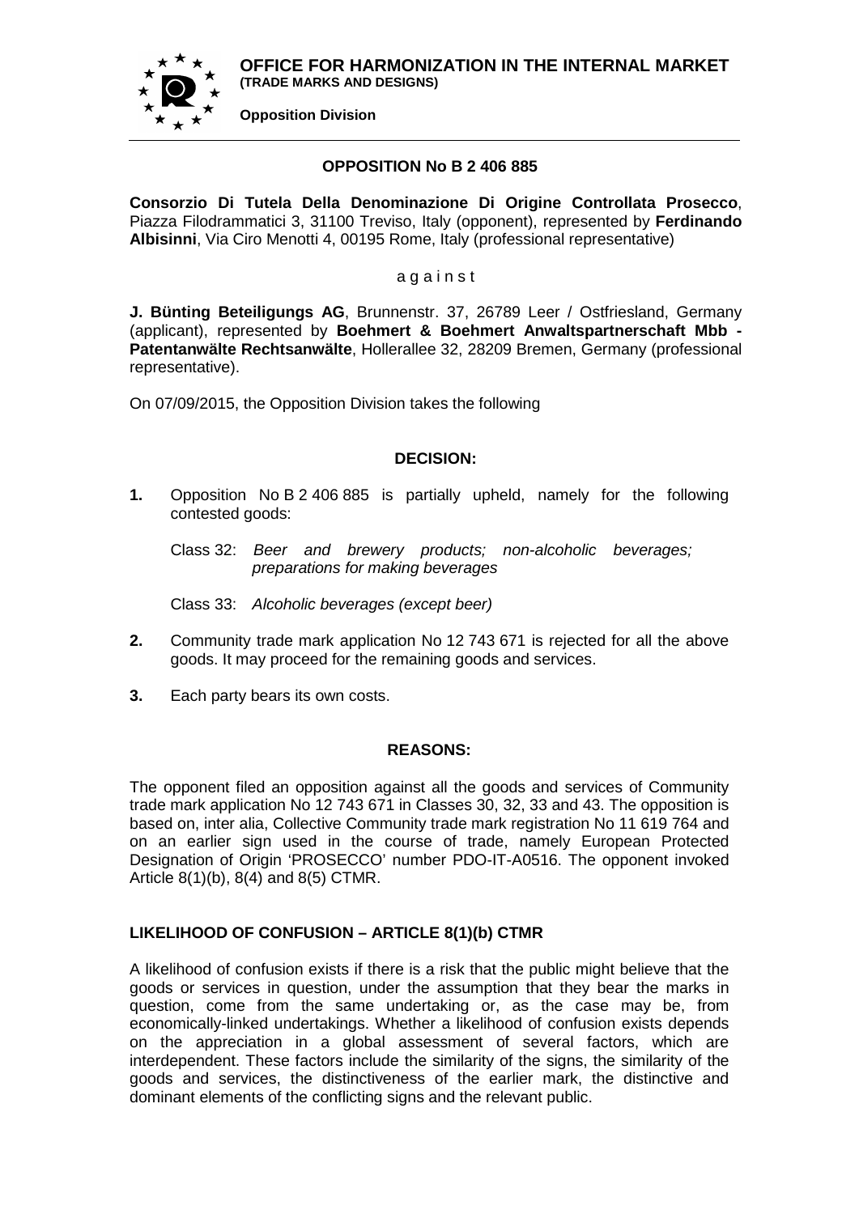**OFFICE FOR HARMONIZATION IN THE INTERNAL MARKET**
**(TRADE MARKS AND DESIGNS)**

**Opposition Division**

---

**OPPOSITION No B 2 406 885**

**Consorzio Di Tutela Della Denominazione Di Origine Controllata Prosecco**, Piazza Filodrammatici 3, 31100 Treviso, Italy (opponent), represented by **Ferdinando Albisinni**, Via Ciro Menotti 4, 00195 Rome, Italy (professional representative)

a g a i n s t

**J. Bünting Beteiligungs AG**, Brunnenstr. 37, 26789 Leer / Ostfriesland, Germany (applicant), represented by **Boehmert & Boehmert Anwaltspartnerschaft Mbb - Patentanwälte Rechtsanwälte**, Hollerallee 32, 28209 Bremen, Germany (professional representative).

On 07/09/2015, the Opposition Division takes the following

**DECISION:**

**1.** Opposition No B 2 406 885 is partially upheld, namely for the following contested goods:

Class 32: *Beer and brewery products; non-alcoholic beverages; preparations for making beverages*

Class 33: *Alcoholic beverages (except beer)*

**2.** Community trade mark application No 12 743 671 is rejected for all the above goods. It may proceed for the remaining goods and services.

**3.** Each party bears its own costs.

**REASONS:**

The opponent filed an opposition against all the goods and services of Community trade mark application No 12 743 671 in Classes 30, 32, 33 and 43. The opposition is based on, inter alia, Collective Community trade mark registration No 11 619 764 and on an earlier sign used in the course of trade, namely European Protected Designation of Origin 'PROSECCO' number PDO-IT-A0516. The opponent invoked Article 8(1)(b), 8(4) and 8(5) CTMR.

**LIKELIHOOD OF CONFUSION – ARTICLE 8(1)(b) CTMR**

A likelihood of confusion exists if there is a risk that the public might believe that the goods or services in question, under the assumption that they bear the marks in question, come from the same undertaking or, as the case may be, from economically-linked undertakings. Whether a likelihood of confusion exists depends on the appreciation in a global assessment of several factors, which are interdependent. These factors include the similarity of the signs, the similarity of the goods and services, the distinctiveness of the earlier mark, the distinctive and dominant elements of the conflicting signs and the relevant public.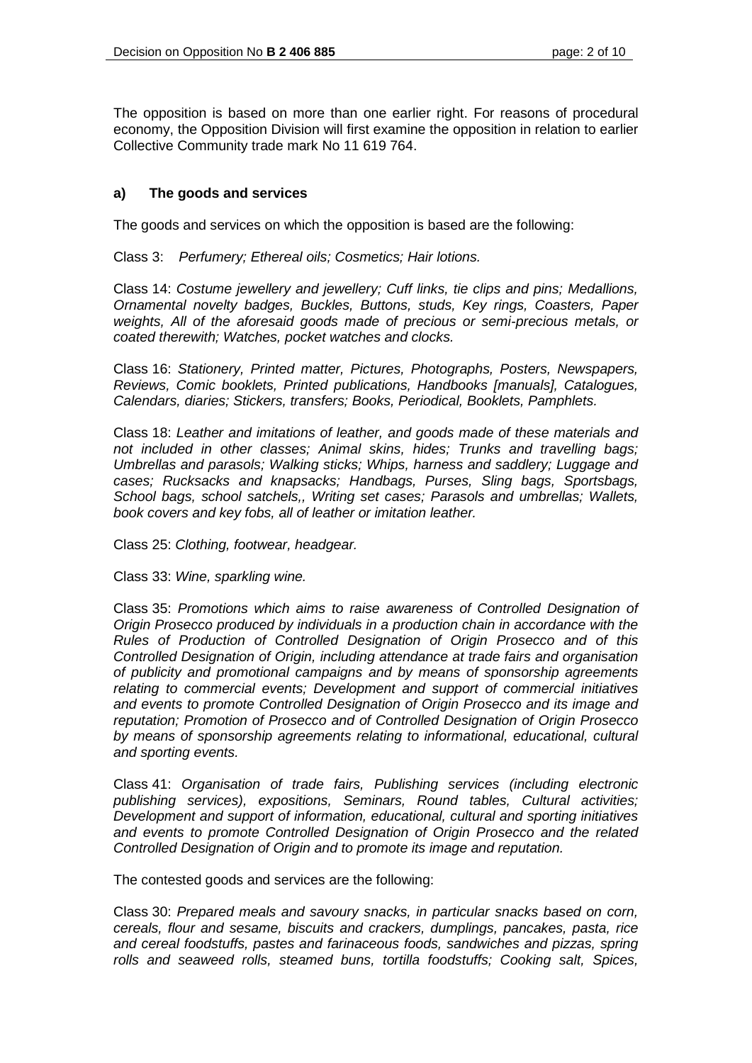The opposition is based on more than one earlier right. For reasons of procedural economy, the Opposition Division will first examine the opposition in relation to earlier Collective Community trade mark No 11 619 764.

**a) The goods and services**

The goods and services on which the opposition is based are the following:

Class 3: *Perfumery; Ethereal oils; Cosmetics; Hair lotions.*

Class 14: *Costume jewellery and jewellery; Cuff links, tie clips and pins; Medallions, Ornamental novelty badges, Buckles, Buttons, studs, Key rings, Coasters, Paper weights, All of the aforesaid goods made of precious or semi-precious metals, or coated therewith; Watches, pocket watches and clocks.*

Class 16: *Stationery, Printed matter, Pictures, Photographs, Posters, Newspapers, Reviews, Comic booklets, Printed publications, Handbooks [manuals], Catalogues, Calendars, diaries; Stickers, transfers; Books, Periodical, Booklets, Pamphlets.*

Class 18: *Leather and imitations of leather, and goods made of these materials and not included in other classes; Animal skins, hides; Trunks and travelling bags; Umbrellas and parasols; Walking sticks; Whips, harness and saddlery; Luggage and cases; Rucksacks and knapsacks; Handbags, Purses, Sling bags, Sportsbags, School bags, school satchels,, Writing set cases; Parasols and umbrellas; Wallets, book covers and key fobs, all of leather or imitation leather.*

Class 25: *Clothing, footwear, headgear.*

Class 33: *Wine, sparkling wine.*

Class 35: *Promotions which aims to raise awareness of Controlled Designation of Origin Prosecco produced by individuals in a production chain in accordance with the Rules of Production of Controlled Designation of Origin Prosecco and of this Controlled Designation of Origin, including attendance at trade fairs and organisation of publicity and promotional campaigns and by means of sponsorship agreements relating to commercial events; Development and support of commercial initiatives and events to promote Controlled Designation of Origin Prosecco and its image and reputation; Promotion of Prosecco and of Controlled Designation of Origin Prosecco by means of sponsorship agreements relating to informational, educational, cultural and sporting events.*

Class 41: *Organisation of trade fairs, Publishing services (including electronic publishing services), expositions, Seminars, Round tables, Cultural activities; Development and support of information, educational, cultural and sporting initiatives and events to promote Controlled Designation of Origin Prosecco and the related Controlled Designation of Origin and to promote its image and reputation.*

The contested goods and services are the following:

Class 30: *Prepared meals and savoury snacks, in particular snacks based on corn, cereals, flour and sesame, biscuits and crackers, dumplings, pancakes, pasta, rice and cereal foodstuffs, pastes and farinaceous foods, sandwiches and pizzas, spring rolls and seaweed rolls, steamed buns, tortilla foodstuffs; Cooking salt, Spices,*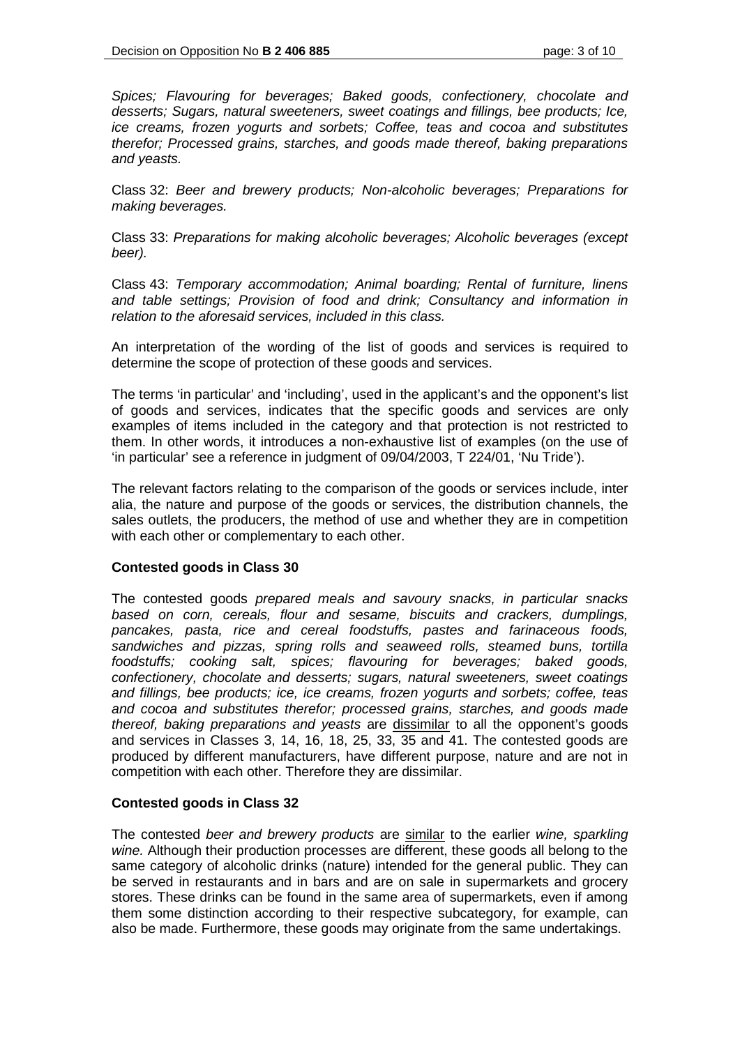*Spices; Flavouring for beverages; Baked goods, confectionery, chocolate and desserts; Sugars, natural sweeteners, sweet coatings and fillings, bee products; Ice, ice creams, frozen yogurts and sorbets; Coffee, teas and cocoa and substitutes therefor; Processed grains, starches, and goods made thereof, baking preparations and yeasts.*

Class 32: *Beer and brewery products; Non-alcoholic beverages; Preparations for making beverages.*

Class 33: *Preparations for making alcoholic beverages; Alcoholic beverages (except beer).*

Class 43: *Temporary accommodation; Animal boarding; Rental of furniture, linens and table settings; Provision of food and drink; Consultancy and information in relation to the aforesaid services, included in this class.*

An interpretation of the wording of the list of goods and services is required to determine the scope of protection of these goods and services.

The terms 'in particular' and 'including', used in the applicant's and the opponent's list of goods and services, indicates that the specific goods and services are only examples of items included in the category and that protection is not restricted to them. In other words, it introduces a non-exhaustive list of examples (on the use of 'in particular' see a reference in judgment of 09/04/2003, T 224/01, 'Nu Tride').

The relevant factors relating to the comparison of the goods or services include, inter alia, the nature and purpose of the goods or services, the distribution channels, the sales outlets, the producers, the method of use and whether they are in competition with each other or complementary to each other.

**Contested goods in Class 30**

The contested goods *prepared meals and savoury snacks, in particular snacks based on corn, cereals, flour and sesame, biscuits and crackers, dumplings, pancakes, pasta, rice and cereal foodstuffs, pastes and farinaceous foods, sandwiches and pizzas, spring rolls and seaweed rolls, steamed buns, tortilla foodstuffs; cooking salt, spices; flavouring for beverages; baked goods, confectionery, chocolate and desserts; sugars, natural sweeteners, sweet coatings and fillings, bee products; ice, ice creams, frozen yogurts and sorbets; coffee, teas and cocoa and substitutes therefor; processed grains, starches, and goods made thereof, baking preparations and yeasts* are <u>dissimilar</u> to all the opponent's goods and services in Classes 3, 14, 16, 18, 25, 33, 35 and 41. The contested goods are produced by different manufacturers, have different purpose, nature and are not in competition with each other. Therefore they are dissimilar.

**Contested goods in Class 32**

The contested *beer and brewery products* are <u>similar</u> to the earlier *wine, sparkling wine.* Although their production processes are different, these goods all belong to the same category of alcoholic drinks (nature) intended for the general public. They can be served in restaurants and in bars and are on sale in supermarkets and grocery stores. These drinks can be found in the same area of supermarkets, even if among them some distinction according to their respective subcategory, for example, can also be made. Furthermore, these goods may originate from the same undertakings.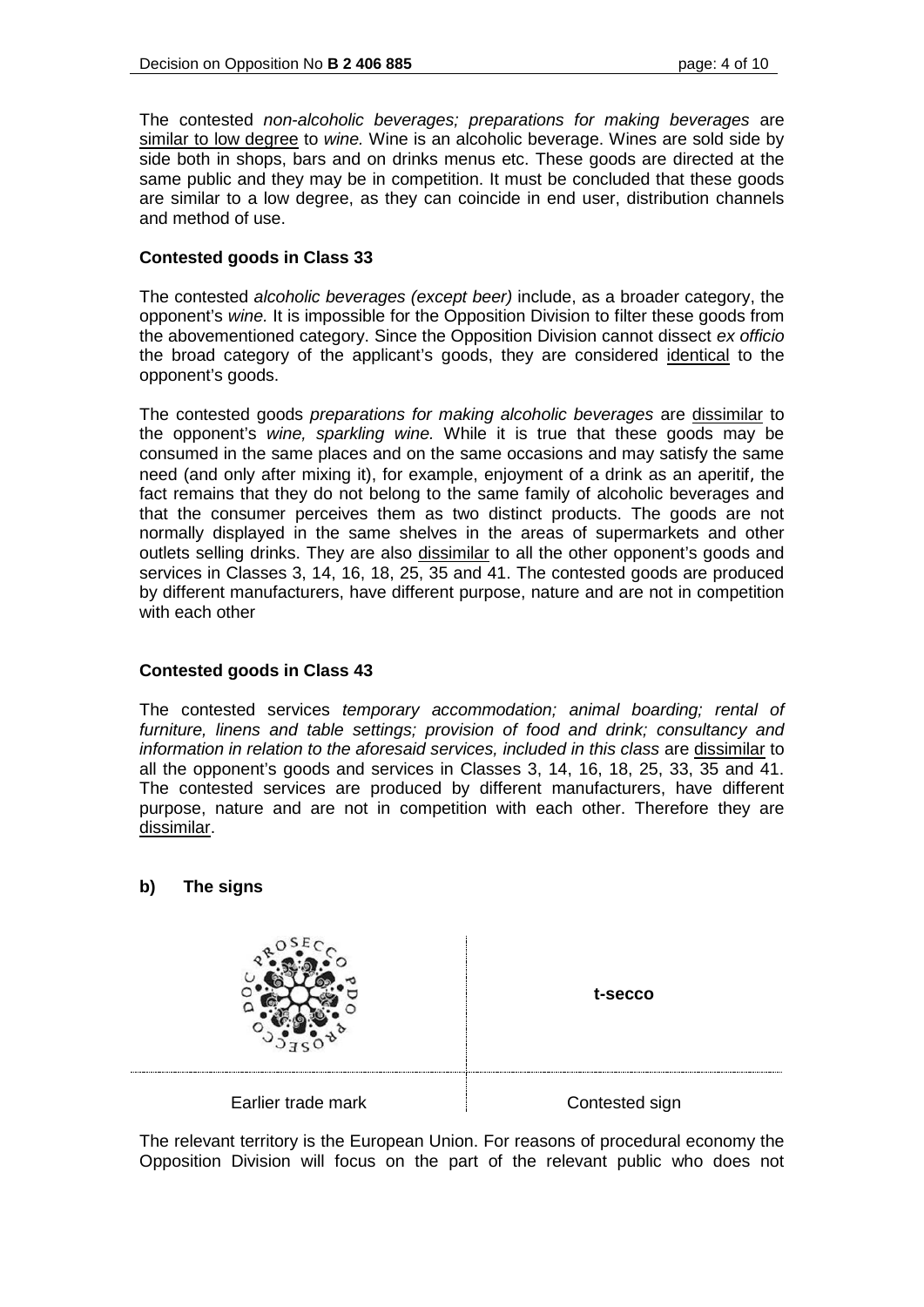The contested *non-alcoholic beverages; preparations for making beverages* are similar to low degree to *wine.* Wine is an alcoholic beverage. Wines are sold side by side both in shops, bars and on drinks menus etc. These goods are directed at the same public and they may be in competition. It must be concluded that these goods are similar to a low degree, as they can coincide in end user, distribution channels and method of use.

**Contested goods in Class 33**

The contested *alcoholic beverages (except beer)* include, as a broader category, the opponent's *wine.* It is impossible for the Opposition Division to filter these goods from the abovementioned category. Since the Opposition Division cannot dissect *ex officio* the broad category of the applicant's goods, they are considered identical to the opponent's goods.

The contested goods *preparations for making alcoholic beverages* are dissimilar to the opponent's *wine, sparkling wine.* While it is true that these goods may be consumed in the same places and on the same occasions and may satisfy the same need (and only after mixing it), for example, enjoyment of a drink as an aperitif, the fact remains that they do not belong to the same family of alcoholic beverages and that the consumer perceives them as two distinct products. The goods are not normally displayed in the same shelves in the areas of supermarkets and other outlets selling drinks. They are also dissimilar to all the other opponent's goods and services in Classes 3, 14, 16, 18, 25, 35 and 41. The contested goods are produced by different manufacturers, have different purpose, nature and are not in competition with each other

**Contested goods in Class 43**

The contested services *temporary accommodation; animal boarding; rental of furniture, linens and table settings; provision of food and drink; consultancy and information in relation to the aforesaid services, included in this class* are dissimilar to all the opponent's goods and services in Classes 3, 14, 16, 18, 25, 33, 35 and 41. The contested services are produced by different manufacturers, have different purpose, nature and are not in competition with each other. Therefore they are dissimilar.

**b) The signs**

| | |
|---|---|
| | **t-secco** |
| Earlier trade mark | Contested sign |

The relevant territory is the European Union. For reasons of procedural economy the Opposition Division will focus on the part of the relevant public who does not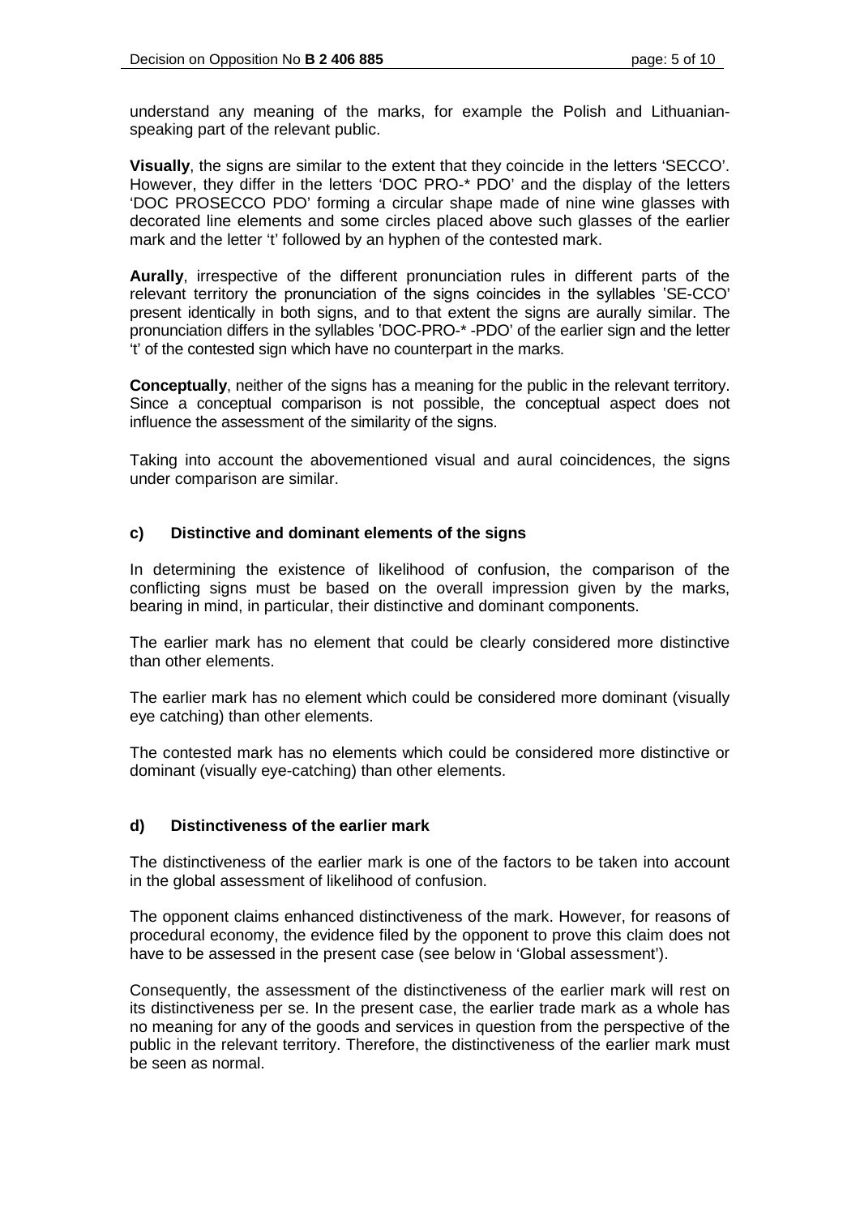understand any meaning of the marks, for example the Polish and Lithuanian-speaking part of the relevant public.

**Visually**, the signs are similar to the extent that they coincide in the letters 'SECCO'. However, they differ in the letters 'DOC PRO-* PDO' and the display of the letters 'DOC PROSECCO PDO' forming a circular shape made of nine wine glasses with decorated line elements and some circles placed above such glasses of the earlier mark and the letter 't' followed by an hyphen of the contested mark.

**Aurally**, irrespective of the different pronunciation rules in different parts of the relevant territory the pronunciation of the signs coincides in the syllables 'SE-CCO' present identically in both signs, and to that extent the signs are aurally similar. The pronunciation differs in the syllables 'DOC-PRO-* -PDO' of the earlier sign and the letter 't' of the contested sign which have no counterpart in the marks.

**Conceptually**, neither of the signs has a meaning for the public in the relevant territory. Since a conceptual comparison is not possible, the conceptual aspect does not influence the assessment of the similarity of the signs.

Taking into account the abovementioned visual and aural coincidences, the signs under comparison are similar.

### c) Distinctive and dominant elements of the signs

In determining the existence of likelihood of confusion, the comparison of the conflicting signs must be based on the overall impression given by the marks, bearing in mind, in particular, their distinctive and dominant components.

The earlier mark has no element that could be clearly considered more distinctive than other elements.

The earlier mark has no element which could be considered more dominant (visually eye catching) than other elements.

The contested mark has no elements which could be considered more distinctive or dominant (visually eye-catching) than other elements.

### d) Distinctiveness of the earlier mark

The distinctiveness of the earlier mark is one of the factors to be taken into account in the global assessment of likelihood of confusion.

The opponent claims enhanced distinctiveness of the mark. However, for reasons of procedural economy, the evidence filed by the opponent to prove this claim does not have to be assessed in the present case (see below in 'Global assessment').

Consequently, the assessment of the distinctiveness of the earlier mark will rest on its distinctiveness per se. In the present case, the earlier trade mark as a whole has no meaning for any of the goods and services in question from the perspective of the public in the relevant territory. Therefore, the distinctiveness of the earlier mark must be seen as normal.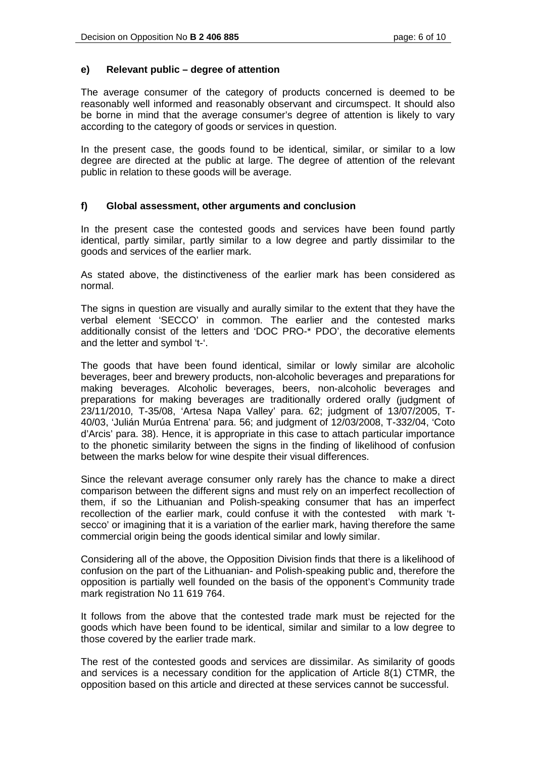#### e) Relevant public – degree of attention

The average consumer of the category of products concerned is deemed to be reasonably well informed and reasonably observant and circumspect. It should also be borne in mind that the average consumer's degree of attention is likely to vary according to the category of goods or services in question.

In the present case, the goods found to be identical, similar, or similar to a low degree are directed at the public at large. The degree of attention of the relevant public in relation to these goods will be average.

#### f) Global assessment, other arguments and conclusion

In the present case the contested goods and services have been found partly identical, partly similar, partly similar to a low degree and partly dissimilar to the goods and services of the earlier mark.

As stated above, the distinctiveness of the earlier mark has been considered as normal.

The signs in question are visually and aurally similar to the extent that they have the verbal element 'SECCO' in common. The earlier and the contested marks additionally consist of the letters and 'DOC PRO-* PDO', the decorative elements and the letter and symbol 't-'.

The goods that have been found identical, similar or lowly similar are alcoholic beverages, beer and brewery products, non-alcoholic beverages and preparations for making beverages. Alcoholic beverages, beers, non-alcoholic beverages and preparations for making beverages are traditionally ordered orally (judgment of 23/11/2010, T-35/08, 'Artesa Napa Valley' para. 62; judgment of 13/07/2005, T-40/03, 'Julián Murúa Entrena' para. 56; and judgment of 12/03/2008, T-332/04, 'Coto d'Arcis' para. 38). Hence, it is appropriate in this case to attach particular importance to the phonetic similarity between the signs in the finding of likelihood of confusion between the marks below for wine despite their visual differences.

Since the relevant average consumer only rarely has the chance to make a direct comparison between the different signs and must rely on an imperfect recollection of them, if so the Lithuanian and Polish-speaking consumer that has an imperfect recollection of the earlier mark, could confuse it with the contested with mark 't-secco' or imagining that it is a variation of the earlier mark, having therefore the same commercial origin being the goods identical similar and lowly similar.

Considering all of the above, the Opposition Division finds that there is a likelihood of confusion on the part of the Lithuanian- and Polish-speaking public and, therefore the opposition is partially well founded on the basis of the opponent's Community trade mark registration No 11 619 764.

It follows from the above that the contested trade mark must be rejected for the goods which have been found to be identical, similar and similar to a low degree to those covered by the earlier trade mark.

The rest of the contested goods and services are dissimilar. As similarity of goods and services is a necessary condition for the application of Article 8(1) CTMR, the opposition based on this article and directed at these services cannot be successful.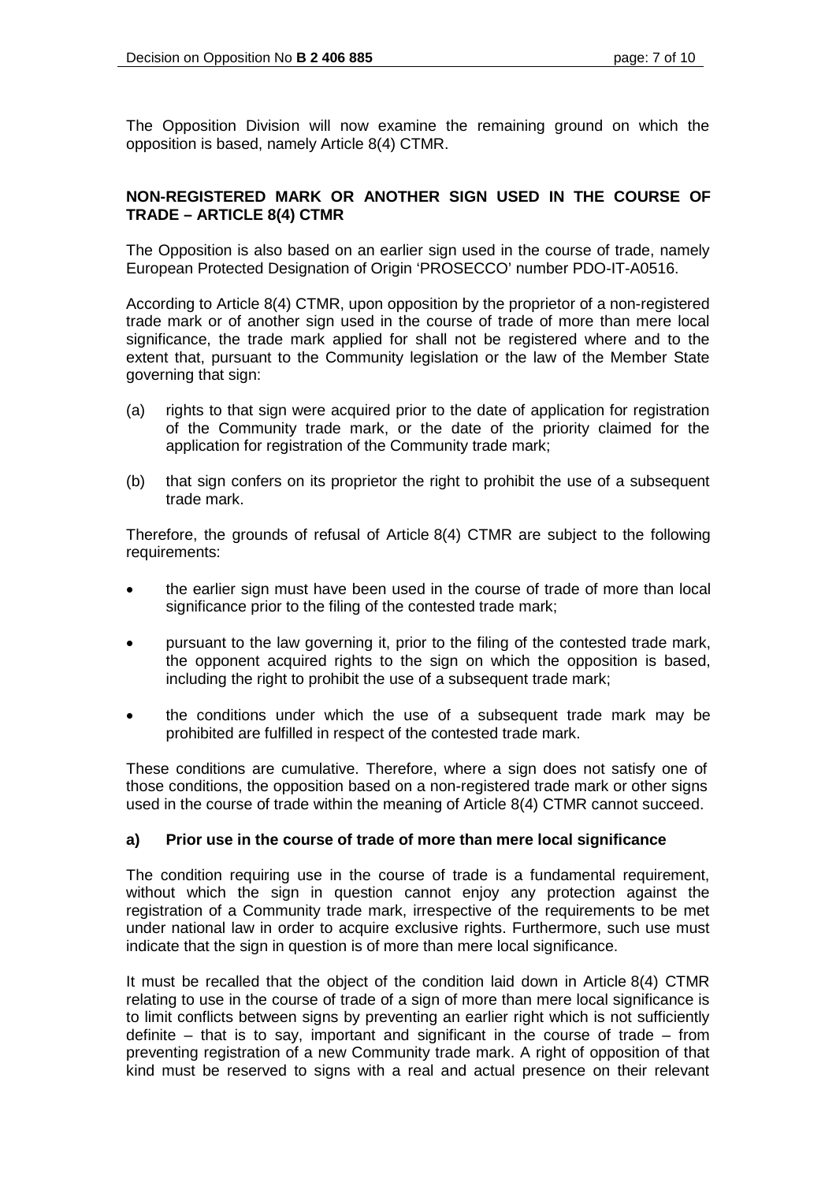The Opposition Division will now examine the remaining ground on which the opposition is based, namely Article 8(4) CTMR.

**NON-REGISTERED MARK OR ANOTHER SIGN USED IN THE COURSE OF TRADE – ARTICLE 8(4) CTMR**

The Opposition is also based on an earlier sign used in the course of trade, namely European Protected Designation of Origin 'PROSECCO' number PDO-IT-A0516.

According to Article 8(4) CTMR, upon opposition by the proprietor of a non-registered trade mark or of another sign used in the course of trade of more than mere local significance, the trade mark applied for shall not be registered where and to the extent that, pursuant to the Community legislation or the law of the Member State governing that sign:

(a) rights to that sign were acquired prior to the date of application for registration of the Community trade mark, or the date of the priority claimed for the application for registration of the Community trade mark;

(b) that sign confers on its proprietor the right to prohibit the use of a subsequent trade mark.

Therefore, the grounds of refusal of Article 8(4) CTMR are subject to the following requirements:

- the earlier sign must have been used in the course of trade of more than local significance prior to the filing of the contested trade mark;
- pursuant to the law governing it, prior to the filing of the contested trade mark, the opponent acquired rights to the sign on which the opposition is based, including the right to prohibit the use of a subsequent trade mark;
- the conditions under which the use of a subsequent trade mark may be prohibited are fulfilled in respect of the contested trade mark.

These conditions are cumulative. Therefore, where a sign does not satisfy one of those conditions, the opposition based on a non-registered trade mark or other signs used in the course of trade within the meaning of Article 8(4) CTMR cannot succeed.

**a) Prior use in the course of trade of more than mere local significance**

The condition requiring use in the course of trade is a fundamental requirement, without which the sign in question cannot enjoy any protection against the registration of a Community trade mark, irrespective of the requirements to be met under national law in order to acquire exclusive rights. Furthermore, such use must indicate that the sign in question is of more than mere local significance.

It must be recalled that the object of the condition laid down in Article 8(4) CTMR relating to use in the course of trade of a sign of more than mere local significance is to limit conflicts between signs by preventing an earlier right which is not sufficiently definite – that is to say, important and significant in the course of trade – from preventing registration of a new Community trade mark. A right of opposition of that kind must be reserved to signs with a real and actual presence on their relevant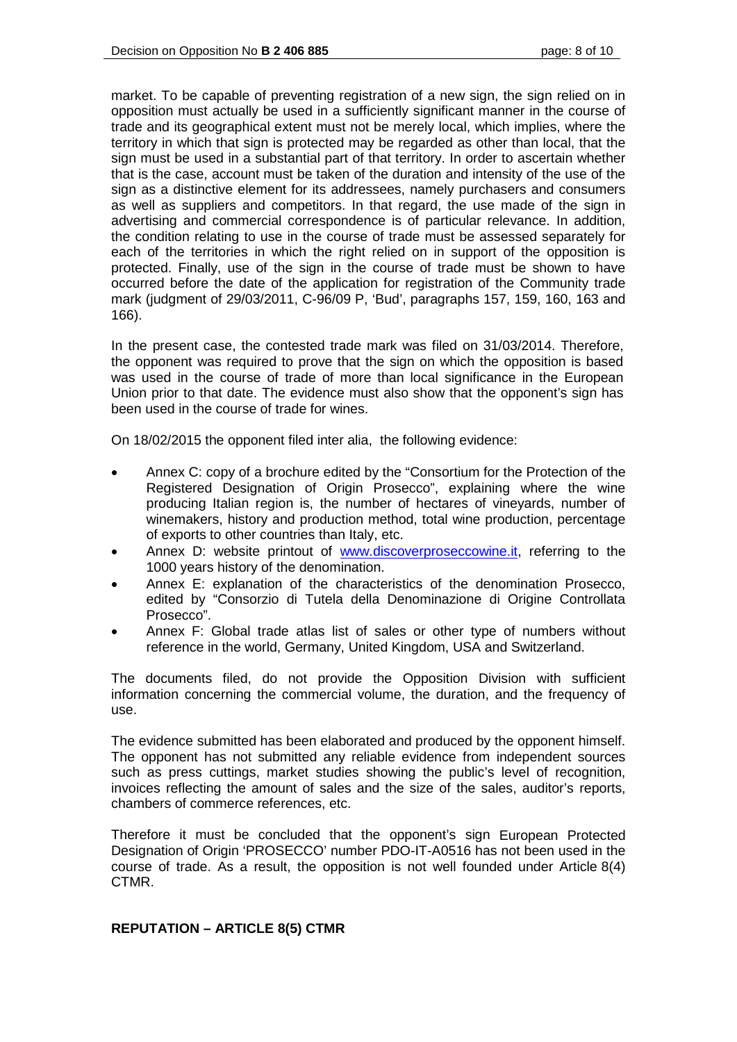market. To be capable of preventing registration of a new sign, the sign relied on in opposition must actually be used in a sufficiently significant manner in the course of trade and its geographical extent must not be merely local, which implies, where the territory in which that sign is protected may be regarded as other than local, that the sign must be used in a substantial part of that territory. In order to ascertain whether that is the case, account must be taken of the duration and intensity of the use of the sign as a distinctive element for its addressees, namely purchasers and consumers as well as suppliers and competitors. In that regard, the use made of the sign in advertising and commercial correspondence is of particular relevance. In addition, the condition relating to use in the course of trade must be assessed separately for each of the territories in which the right relied on in support of the opposition is protected. Finally, use of the sign in the course of trade must be shown to have occurred before the date of the application for registration of the Community trade mark (judgment of 29/03/2011, C-96/09 P, 'Bud', paragraphs 157, 159, 160, 163 and 166).

In the present case, the contested trade mark was filed on 31/03/2014. Therefore, the opponent was required to prove that the sign on which the opposition is based was used in the course of trade of more than local significance in the European Union prior to that date. The evidence must also show that the opponent's sign has been used in the course of trade for wines.

On 18/02/2015 the opponent filed inter alia, the following evidence:

- Annex C: copy of a brochure edited by the "Consortium for the Protection of the Registered Designation of Origin Prosecco", explaining where the wine producing Italian region is, the number of hectares of vineyards, number of winemakers, history and production method, total wine production, percentage of exports to other countries than Italy, etc.
- Annex D: website printout of www.discoverproseccowine.it, referring to the 1000 years history of the denomination.
- Annex E: explanation of the characteristics of the denomination Prosecco, edited by "Consorzio di Tutela della Denominazione di Origine Controllata Prosecco".
- Annex F: Global trade atlas list of sales or other type of numbers without reference in the world, Germany, United Kingdom, USA and Switzerland.

The documents filed, do not provide the Opposition Division with sufficient information concerning the commercial volume, the duration, and the frequency of use.

The evidence submitted has been elaborated and produced by the opponent himself. The opponent has not submitted any reliable evidence from independent sources such as press cuttings, market studies showing the public's level of recognition, invoices reflecting the amount of sales and the size of the sales, auditor's reports, chambers of commerce references, etc.

Therefore it must be concluded that the opponent's sign European Protected Designation of Origin 'PROSECCO' number PDO-IT-A0516 has not been used in the course of trade. As a result, the opposition is not well founded under Article 8(4) CTMR.

**REPUTATION – ARTICLE 8(5) CTMR**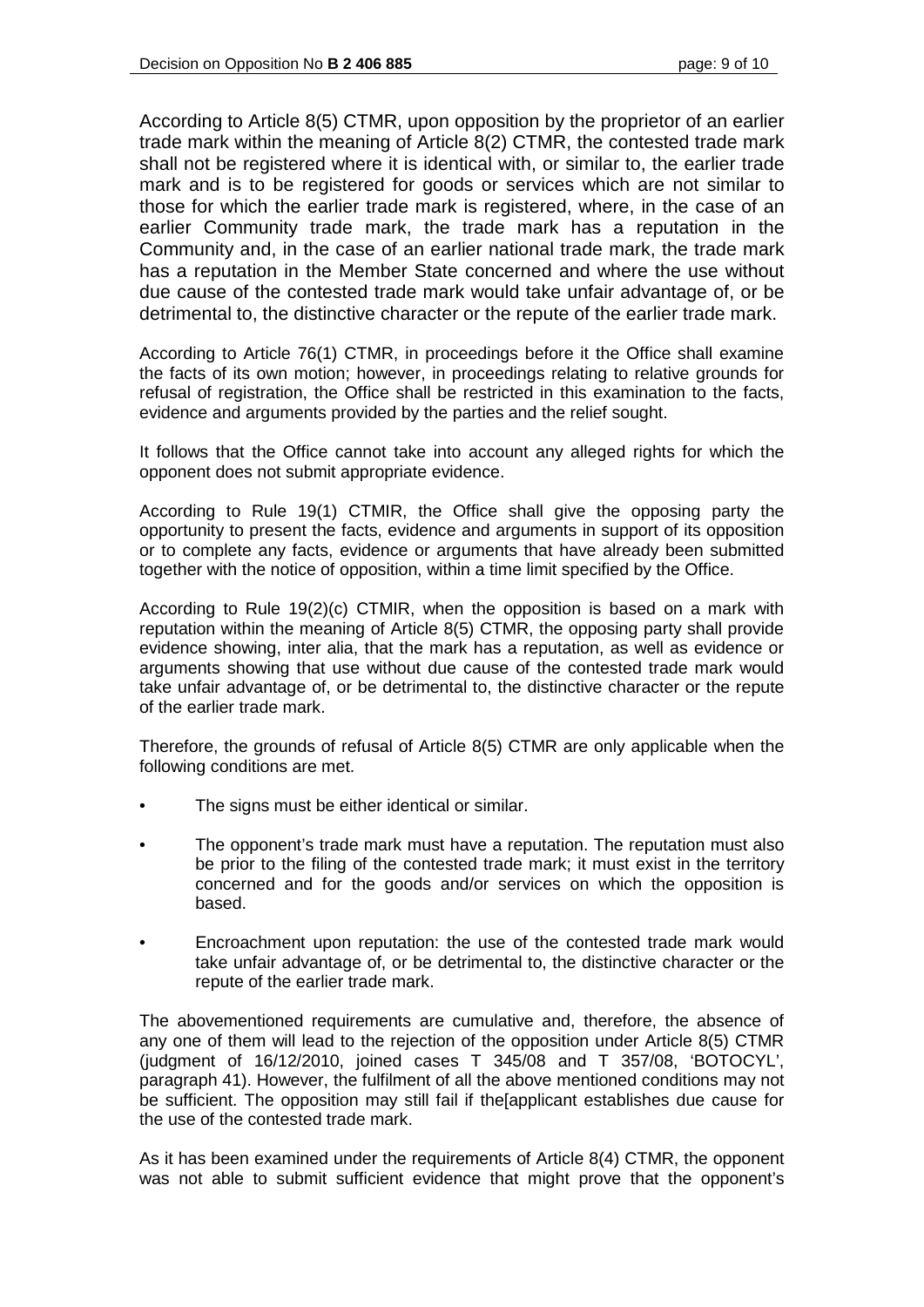According to Article 8(5) CTMR, upon opposition by the proprietor of an earlier trade mark within the meaning of Article 8(2) CTMR, the contested trade mark shall not be registered where it is identical with, or similar to, the earlier trade mark and is to be registered for goods or services which are not similar to those for which the earlier trade mark is registered, where, in the case of an earlier Community trade mark, the trade mark has a reputation in the Community and, in the case of an earlier national trade mark, the trade mark has a reputation in the Member State concerned and where the use without due cause of the contested trade mark would take unfair advantage of, or be detrimental to, the distinctive character or the repute of the earlier trade mark.

According to Article 76(1) CTMR, in proceedings before it the Office shall examine the facts of its own motion; however, in proceedings relating to relative grounds for refusal of registration, the Office shall be restricted in this examination to the facts, evidence and arguments provided by the parties and the relief sought.

It follows that the Office cannot take into account any alleged rights for which the opponent does not submit appropriate evidence.

According to Rule 19(1) CTMIR, the Office shall give the opposing party the opportunity to present the facts, evidence and arguments in support of its opposition or to complete any facts, evidence or arguments that have already been submitted together with the notice of opposition, within a time limit specified by the Office.

According to Rule 19(2)(c) CTMIR, when the opposition is based on a mark with reputation within the meaning of Article 8(5) CTMR, the opposing party shall provide evidence showing, inter alia, that the mark has a reputation, as well as evidence or arguments showing that use without due cause of the contested trade mark would take unfair advantage of, or be detrimental to, the distinctive character or the repute of the earlier trade mark.

Therefore, the grounds of refusal of Article 8(5) CTMR are only applicable when the following conditions are met.

- The signs must be either identical or similar.
- The opponent's trade mark must have a reputation. The reputation must also be prior to the filing of the contested trade mark; it must exist in the territory concerned and for the goods and/or services on which the opposition is based.
- Encroachment upon reputation: the use of the contested trade mark would take unfair advantage of, or be detrimental to, the distinctive character or the repute of the earlier trade mark.

The abovementioned requirements are cumulative and, therefore, the absence of any one of them will lead to the rejection of the opposition under Article 8(5) CTMR (judgment of 16/12/2010, joined cases T 345/08 and T 357/08, 'BOTOCYL', paragraph 41). However, the fulfilment of all the above mentioned conditions may not be sufficient. The opposition may still fail if the[applicant establishes due cause for the use of the contested trade mark.

As it has been examined under the requirements of Article 8(4) CTMR, the opponent was not able to submit sufficient evidence that might prove that the opponent's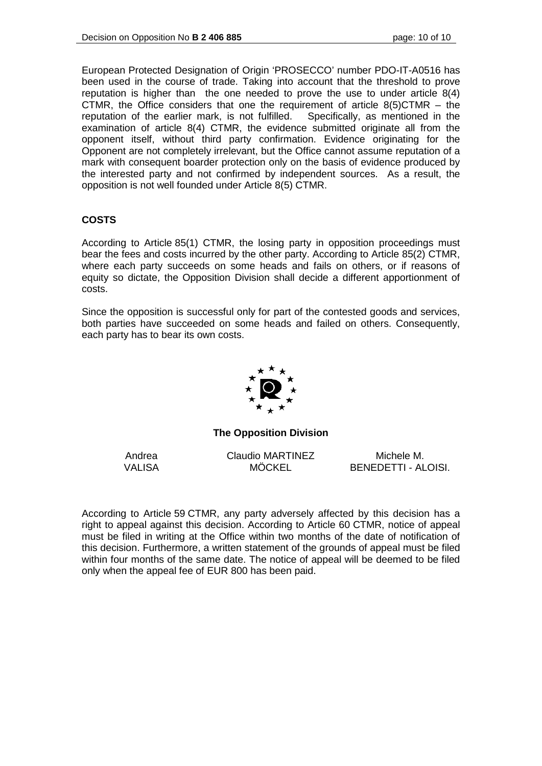European Protected Designation of Origin 'PROSECCO' number PDO-IT-A0516 has been used in the course of trade. Taking into account that the threshold to prove reputation is higher than the one needed to prove the use to under article 8(4) CTMR, the Office considers that one the requirement of article 8(5)CTMR – the reputation of the earlier mark, is not fulfilled. Specifically, as mentioned in the examination of article 8(4) CTMR, the evidence submitted originate all from the opponent itself, without third party confirmation. Evidence originating for the Opponent are not completely irrelevant, but the Office cannot assume reputation of a mark with consequent boarder protection only on the basis of evidence produced by the interested party and not confirmed by independent sources. As a result, the opposition is not well founded under Article 8(5) CTMR.

**COSTS**

According to Article 85(1) CTMR, the losing party in opposition proceedings must bear the fees and costs incurred by the other party. According to Article 85(2) CTMR, where each party succeeds on some heads and fails on others, or if reasons of equity so dictate, the Opposition Division shall decide a different apportionment of costs.

Since the opposition is successful only for part of the contested goods and services, both parties have succeeded on some heads and failed on others. Consequently, each party has to bear its own costs.

**The Opposition Division**

| | | |
|---|---|---|
| Andrea VALISA | Claudio MARTINEZ MÖCKEL | Michele M. BENEDETTI - ALOISI. |

According to Article 59 CTMR, any party adversely affected by this decision has a right to appeal against this decision. According to Article 60 CTMR, notice of appeal must be filed in writing at the Office within two months of the date of notification of this decision. Furthermore, a written statement of the grounds of appeal must be filed within four months of the same date. The notice of appeal will be deemed to be filed only when the appeal fee of EUR 800 has been paid.